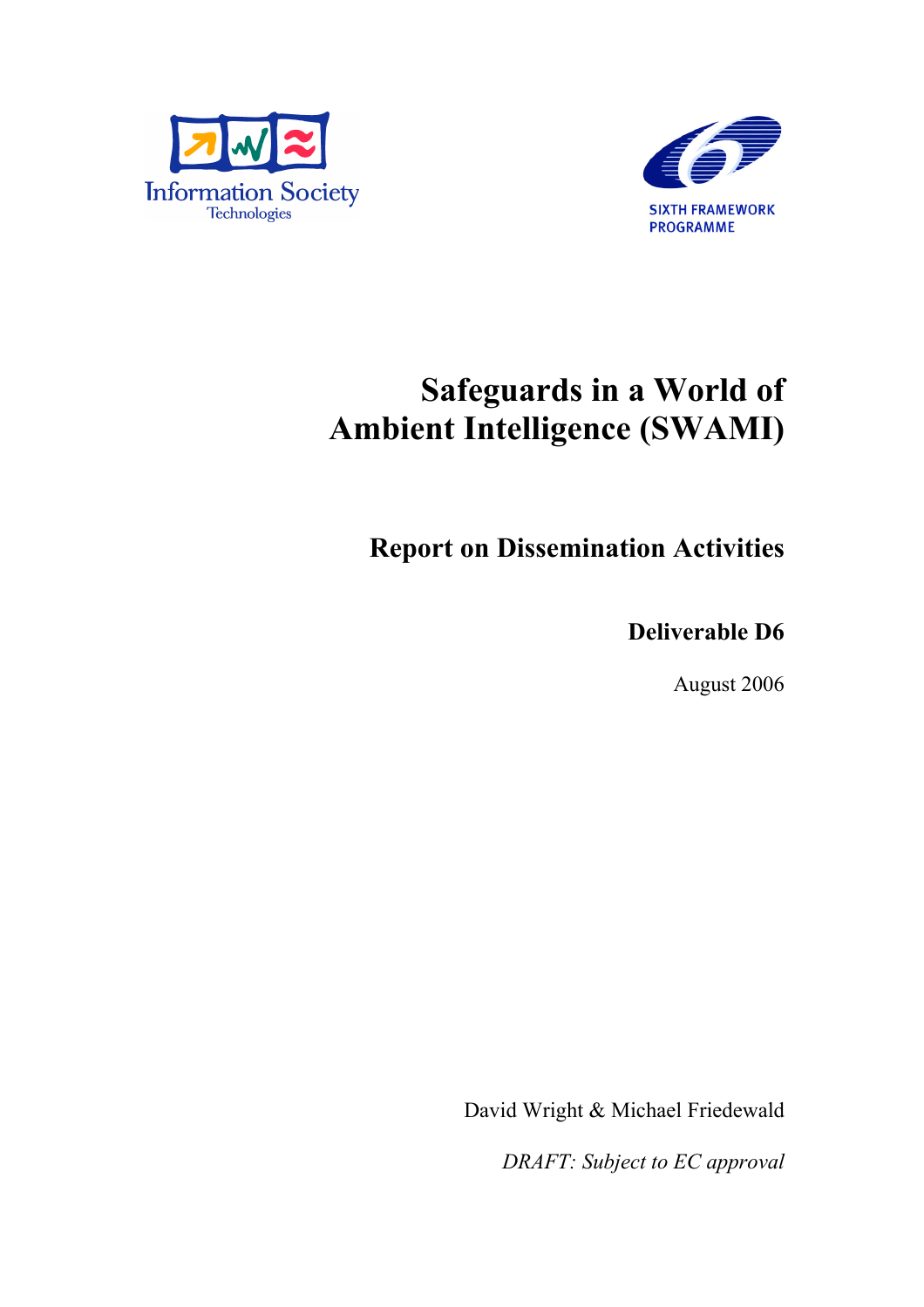Information Society Technologies

SIXTH FRAMEWORK PROGRAMME

# Safeguards in a World of Ambient Intelligence (SWAMI)

## Report on Dissemination Activities

### Deliverable D6

August 2006

David Wright & Michael Friedewald

*DRAFT: Subject to EC approval*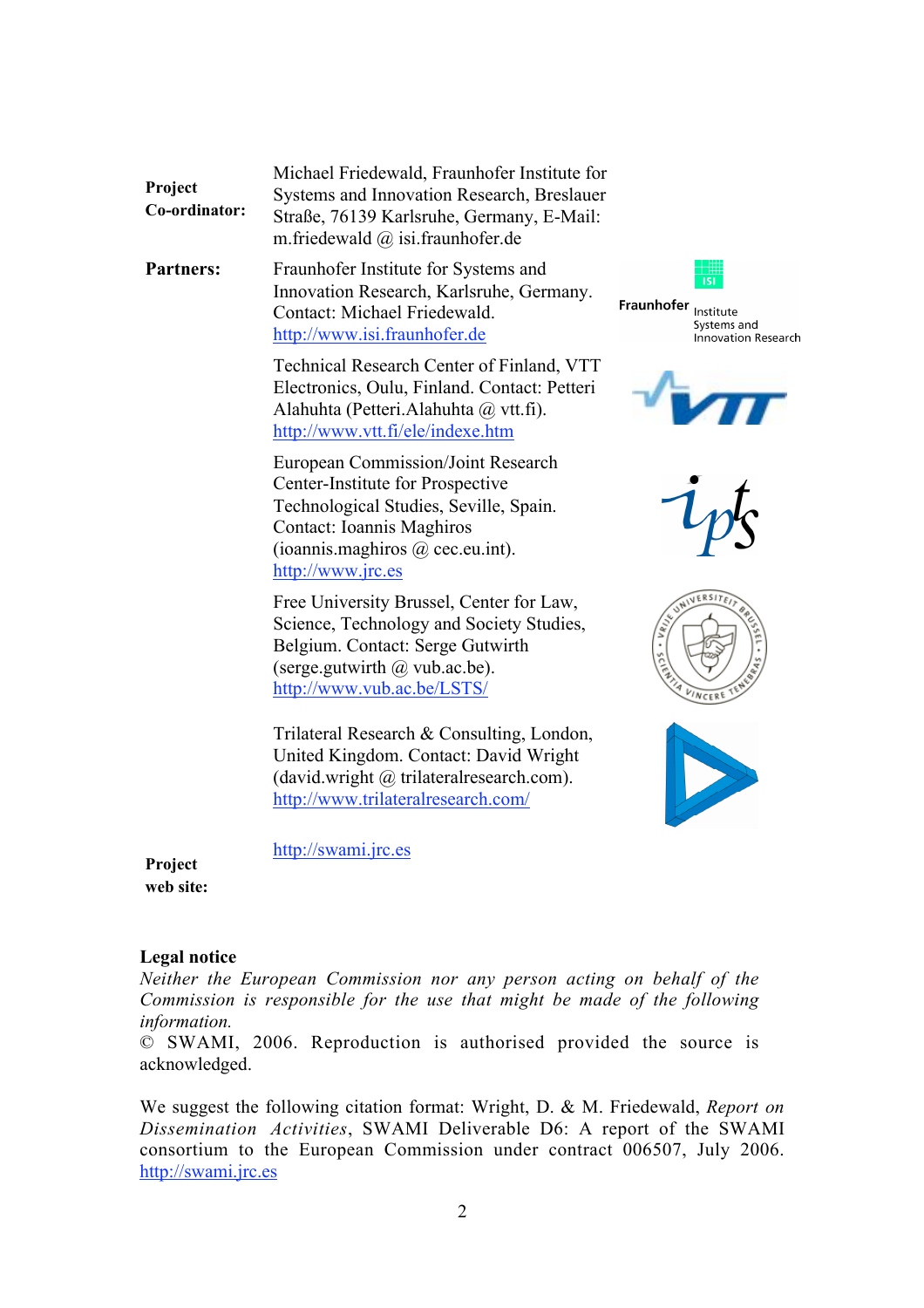**Project Co-ordinator:** Michael Friedewald, Fraunhofer Institute for Systems and Innovation Research, Breslauer Straße, 76139 Karlsruhe, Germany, E-Mail: m.friedewald @ isi.fraunhofer.de

**Partners:** Fraunhofer Institute for Systems and Innovation Research, Karlsruhe, Germany. Contact: Michael Friedewald. http://www.isi.fraunhofer.de

Technical Research Center of Finland, VTT Electronics, Oulu, Finland. Contact: Petteri Alahuhta (Petteri.Alahuhta @ vtt.fi). http://www.vtt.fi/ele/indexe.htm

European Commission/Joint Research Center-Institute for Prospective Technological Studies, Seville, Spain. Contact: Ioannis Maghiros (ioannis.maghiros @ cec.eu.int). http://www.jrc.es

Free University Brussel, Center for Law, Science, Technology and Society Studies, Belgium. Contact: Serge Gutwirth (serge.gutwirth @ vub.ac.be). http://www.vub.ac.be/LSTS/

Trilateral Research & Consulting, London, United Kingdom. Contact: David Wright (david.wright @ trilateralresearch.com). http://www.trilateralresearch.com/

**Project web site:** http://swami.jrc.es

**Legal notice**

*Neither the European Commission nor any person acting on behalf of the Commission is responsible for the use that might be made of the following information.*

© SWAMI, 2006. Reproduction is authorised provided the source is acknowledged.

We suggest the following citation format: Wright, D. & M. Friedewald, *Report on Dissemination Activities*, SWAMI Deliverable D6: A report of the SWAMI consortium to the European Commission under contract 006507, July 2006. http://swami.jrc.es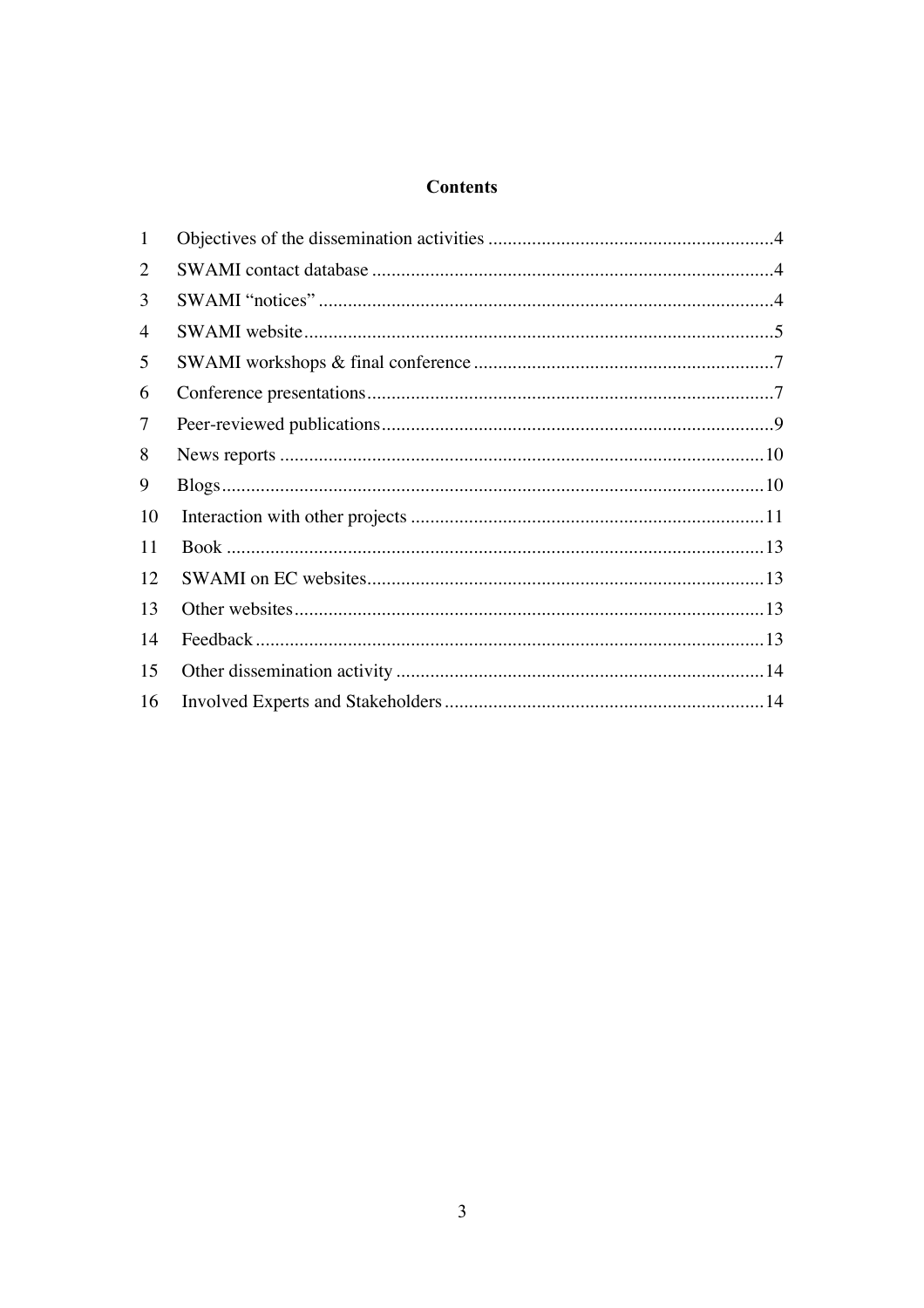# Contents

| | | |
|---|---|---|
| 1 | Objectives of the dissemination activities | 4 |
| 2 | SWAMI contact database | 4 |
| 3 | SWAMI "notices" | 4 |
| 4 | SWAMI website | 5 |
| 5 | SWAMI workshops & final conference | 7 |
| 6 | Conference presentations | 7 |
| 7 | Peer-reviewed publications | 9 |
| 8 | News reports | 10 |
| 9 | Blogs | 10 |
| 10 | Interaction with other projects | 11 |
| 11 | Book | 13 |
| 12 | SWAMI on EC websites | 13 |
| 13 | Other websites | 13 |
| 14 | Feedback | 13 |
| 15 | Other dissemination activity | 14 |
| 16 | Involved Experts and Stakeholders | 14 |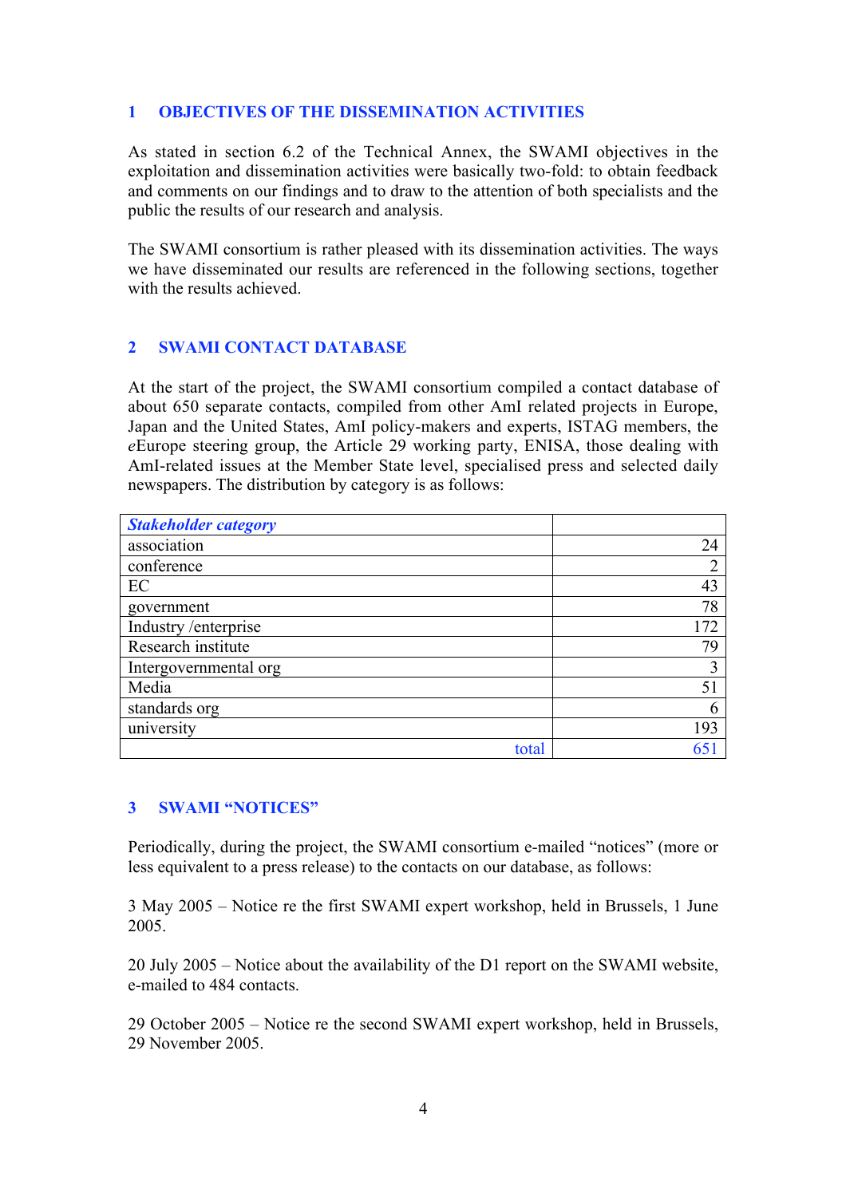## 1 OBJECTIVES OF THE DISSEMINATION ACTIVITIES

As stated in section 6.2 of the Technical Annex, the SWAMI objectives in the exploitation and dissemination activities were basically two-fold: to obtain feedback and comments on our findings and to draw to the attention of both specialists and the public the results of our research and analysis.

The SWAMI consortium is rather pleased with its dissemination activities. The ways we have disseminated our results are referenced in the following sections, together with the results achieved.

## 2 SWAMI CONTACT DATABASE

At the start of the project, the SWAMI consortium compiled a contact database of about 650 separate contacts, compiled from other AmI related projects in Europe, Japan and the United States, AmI policy-makers and experts, ISTAG members, the *e*Europe steering group, the Article 29 working party, ENISA, those dealing with AmI-related issues at the Member State level, specialised press and selected daily newspapers. The distribution by category is as follows:

| ***Stakeholder category*** | |
|---|---:|
| association | 24 |
| conference | 2 |
| EC | 43 |
| government | 78 |
| Industry /enterprise | 172 |
| Research institute | 79 |
| Intergovernmental org | 3 |
| Media | 51 |
| standards org | 6 |
| university | 193 |
| total | 651 |

## 3 SWAMI "NOTICES"

Periodically, during the project, the SWAMI consortium e-mailed "notices" (more or less equivalent to a press release) to the contacts on our database, as follows:

3 May 2005 – Notice re the first SWAMI expert workshop, held in Brussels, 1 June 2005.

20 July 2005 – Notice about the availability of the D1 report on the SWAMI website, e-mailed to 484 contacts.

29 October 2005 – Notice re the second SWAMI expert workshop, held in Brussels, 29 November 2005.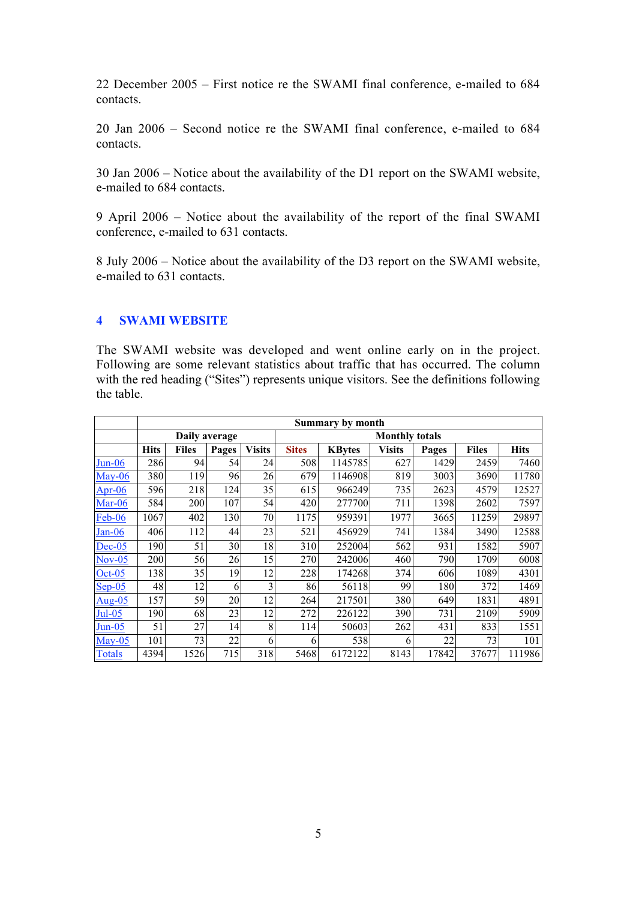22 December 2005 – First notice re the SWAMI final conference, e-mailed to 684 contacts.

20 Jan 2006 – Second notice re the SWAMI final conference, e-mailed to 684 contacts.

30 Jan 2006 – Notice about the availability of the D1 report on the SWAMI website, e-mailed to 684 contacts.

9 April 2006 – Notice about the availability of the report of the final SWAMI conference, e-mailed to 631 contacts.

8 July 2006 – Notice about the availability of the D3 report on the SWAMI website, e-mailed to 631 contacts.

# 4 SWAMI WEBSITE

The SWAMI website was developed and went online early on in the project. Following are some relevant statistics about traffic that has occurred. The column with the red heading ("Sites") represents unique visitors. See the definitions following the table.

| | Summary by month | | | | | | | | | |
|---|---|---|---|---|---|---|---|---|---|---|
| | Daily average | | | | Monthly totals | | | | | |
| | **Hits** | **Files** | **Pages** | **Visits** | **Sites** | **KBytes** | **Visits** | **Pages** | **Files** | **Hits** |
| Jun-06 | 286 | 94 | 54 | 24 | 508 | 1145785 | 627 | 1429 | 2459 | 7460 |
| May-06 | 380 | 119 | 96 | 26 | 679 | 1146908 | 819 | 3003 | 3690 | 11780 |
| Apr-06 | 596 | 218 | 124 | 35 | 615 | 966249 | 735 | 2623 | 4579 | 12527 |
| Mar-06 | 584 | 200 | 107 | 54 | 420 | 277700 | 711 | 1398 | 2602 | 7597 |
| Feb-06 | 1067 | 402 | 130 | 70 | 1175 | 959391 | 1977 | 3665 | 11259 | 29897 |
| Jan-06 | 406 | 112 | 44 | 23 | 521 | 456929 | 741 | 1384 | 3490 | 12588 |
| Dec-05 | 190 | 51 | 30 | 18 | 310 | 252004 | 562 | 931 | 1582 | 5907 |
| Nov-05 | 200 | 56 | 26 | 15 | 270 | 242006 | 460 | 790 | 1709 | 6008 |
| Oct-05 | 138 | 35 | 19 | 12 | 228 | 174268 | 374 | 606 | 1089 | 4301 |
| Sep-05 | 48 | 12 | 6 | 3 | 86 | 56118 | 99 | 180 | 372 | 1469 |
| Aug-05 | 157 | 59 | 20 | 12 | 264 | 217501 | 380 | 649 | 1831 | 4891 |
| Jul-05 | 190 | 68 | 23 | 12 | 272 | 226122 | 390 | 731 | 2109 | 5909 |
| Jun-05 | 51 | 27 | 14 | 8 | 114 | 50603 | 262 | 431 | 833 | 1551 |
| May-05 | 101 | 73 | 22 | 6 | 6 | 538 | 6 | 22 | 73 | 101 |
| Totals | 4394 | 1526 | 715 | 318 | 5468 | 6172122 | 8143 | 17842 | 37677 | 111986 |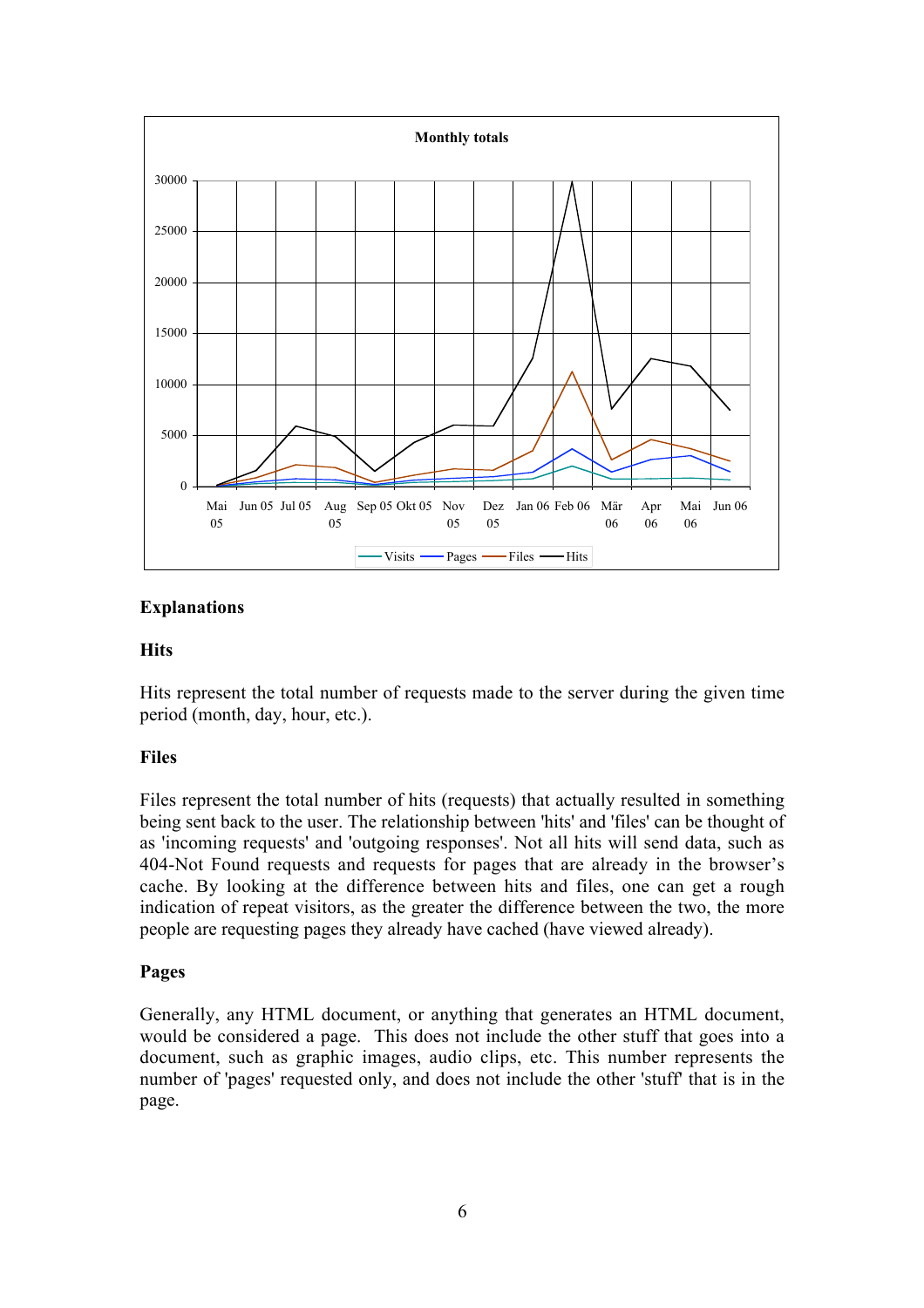### Explanations

#### Hits

Hits represent the total number of requests made to the server during the given time period (month, day, hour, etc.).

#### Files

Files represent the total number of hits (requests) that actually resulted in something being sent back to the user. The relationship between 'hits' and 'files' can be thought of as 'incoming requests' and 'outgoing responses'. Not all hits will send data, such as 404-Not Found requests and requests for pages that are already in the browser's cache. By looking at the difference between hits and files, one can get a rough indication of repeat visitors, as the greater the difference between the two, the more people are requesting pages they already have cached (have viewed already).

#### Pages

Generally, any HTML document, or anything that generates an HTML document, would be considered a page. This does not include the other stuff that goes into a document, such as graphic images, audio clips, etc. This number represents the number of 'pages' requested only, and does not include the other 'stuff' that is in the page.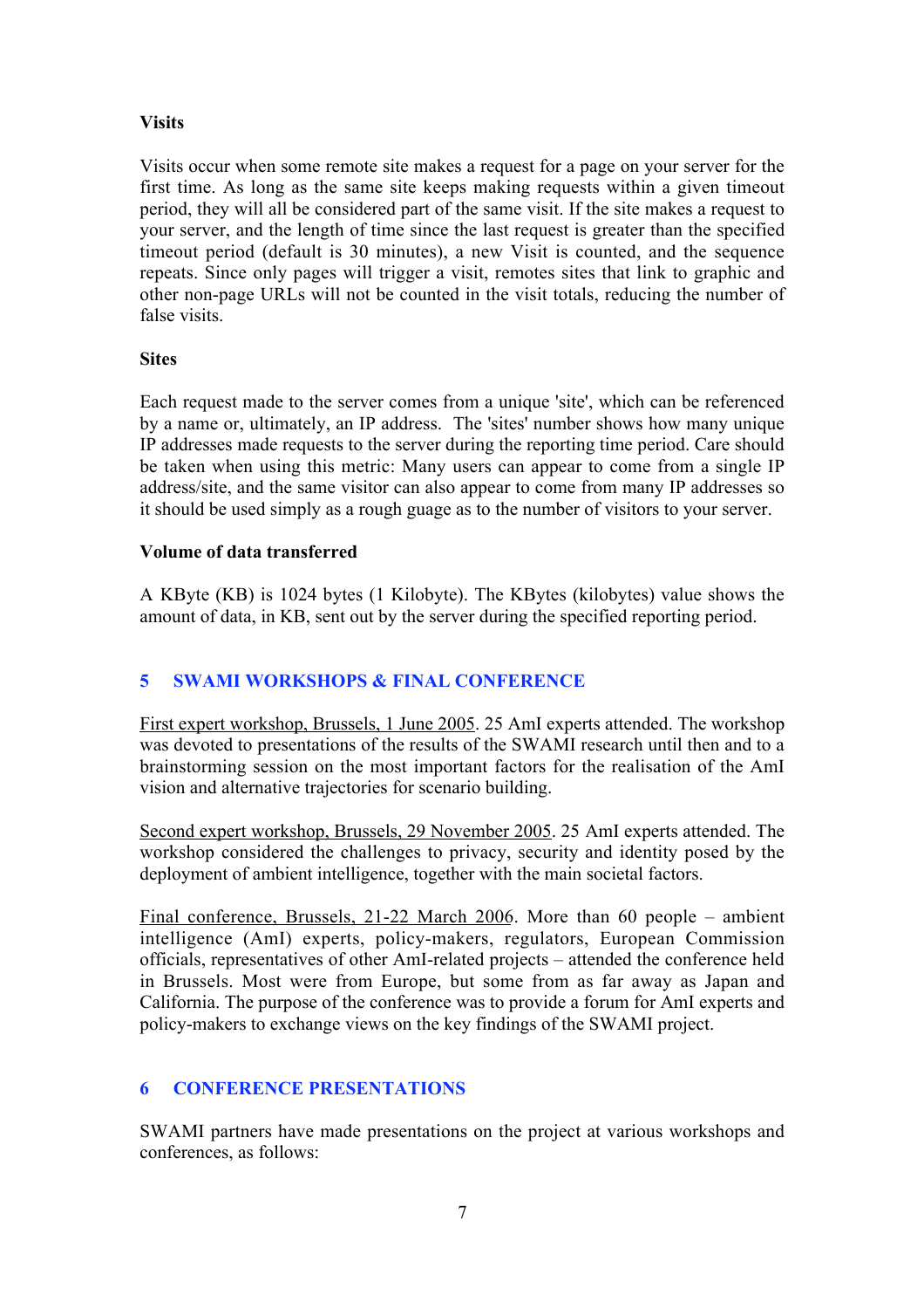**Visits**

Visits occur when some remote site makes a request for a page on your server for the first time. As long as the same site keeps making requests within a given timeout period, they will all be considered part of the same visit. If the site makes a request to your server, and the length of time since the last request is greater than the specified timeout period (default is 30 minutes), a new Visit is counted, and the sequence repeats. Since only pages will trigger a visit, remotes sites that link to graphic and other non-page URLs will not be counted in the visit totals, reducing the number of false visits.

**Sites**

Each request made to the server comes from a unique 'site', which can be referenced by a name or, ultimately, an IP address. The 'sites' number shows how many unique IP addresses made requests to the server during the reporting time period. Care should be taken when using this metric: Many users can appear to come from a single IP address/site, and the same visitor can also appear to come from many IP addresses so it should be used simply as a rough guage as to the number of visitors to your server.

**Volume of data transferred**

A KByte (KB) is 1024 bytes (1 Kilobyte). The KBytes (kilobytes) value shows the amount of data, in KB, sent out by the server during the specified reporting period.

## 5 SWAMI WORKSHOPS & FINAL CONFERENCE

First expert workshop, Brussels, 1 June 2005. 25 AmI experts attended. The workshop was devoted to presentations of the results of the SWAMI research until then and to a brainstorming session on the most important factors for the realisation of the AmI vision and alternative trajectories for scenario building.

Second expert workshop, Brussels, 29 November 2005. 25 AmI experts attended. The workshop considered the challenges to privacy, security and identity posed by the deployment of ambient intelligence, together with the main societal factors.

Final conference, Brussels, 21-22 March 2006. More than 60 people – ambient intelligence (AmI) experts, policy-makers, regulators, European Commission officials, representatives of other AmI-related projects – attended the conference held in Brussels. Most were from Europe, but some from as far away as Japan and California. The purpose of the conference was to provide a forum for AmI experts and policy-makers to exchange views on the key findings of the SWAMI project.

## 6 CONFERENCE PRESENTATIONS

SWAMI partners have made presentations on the project at various workshops and conferences, as follows: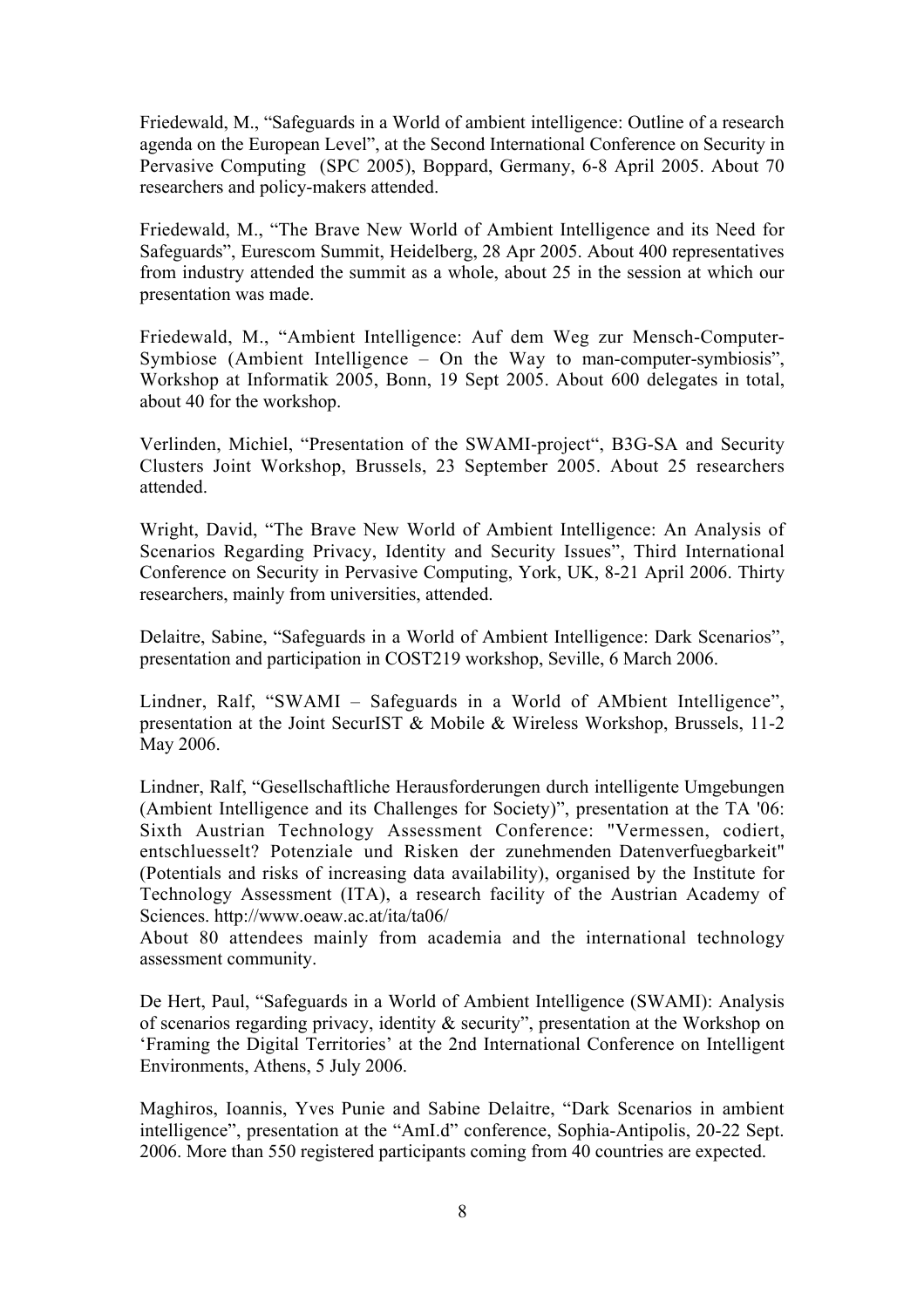Friedewald, M., "Safeguards in a World of ambient intelligence: Outline of a research agenda on the European Level", at the Second International Conference on Security in Pervasive Computing (SPC 2005), Boppard, Germany, 6-8 April 2005. About 70 researchers and policy-makers attended.

Friedewald, M., "The Brave New World of Ambient Intelligence and its Need for Safeguards", Eurescom Summit, Heidelberg, 28 Apr 2005. About 400 representatives from industry attended the summit as a whole, about 25 in the session at which our presentation was made.

Friedewald, M., "Ambient Intelligence: Auf dem Weg zur Mensch-Computer-Symbiose (Ambient Intelligence – On the Way to man-computer-symbiosis", Workshop at Informatik 2005, Bonn, 19 Sept 2005. About 600 delegates in total, about 40 for the workshop.

Verlinden, Michiel, "Presentation of the SWAMI-project", B3G-SA and Security Clusters Joint Workshop, Brussels, 23 September 2005. About 25 researchers attended.

Wright, David, "The Brave New World of Ambient Intelligence: An Analysis of Scenarios Regarding Privacy, Identity and Security Issues", Third International Conference on Security in Pervasive Computing, York, UK, 8-21 April 2006. Thirty researchers, mainly from universities, attended.

Delaitre, Sabine, "Safeguards in a World of Ambient Intelligence: Dark Scenarios", presentation and participation in COST219 workshop, Seville, 6 March 2006.

Lindner, Ralf, "SWAMI – Safeguards in a World of AMbient Intelligence", presentation at the Joint SecurIST & Mobile & Wireless Workshop, Brussels, 11-2 May 2006.

Lindner, Ralf, "Gesellschaftliche Herausforderungen durch intelligente Umgebungen (Ambient Intelligence and its Challenges for Society)", presentation at the TA '06: Sixth Austrian Technology Assessment Conference: "Vermessen, codiert, entschluesselt? Potenziale und Risken der zunehmenden Datenverfuegbarkeit" (Potentials and risks of increasing data availability), organised by the Institute for Technology Assessment (ITA), a research facility of the Austrian Academy of Sciences. http://www.oeaw.ac.at/ita/ta06/
About 80 attendees mainly from academia and the international technology assessment community.

De Hert, Paul, "Safeguards in a World of Ambient Intelligence (SWAMI): Analysis of scenarios regarding privacy, identity & security", presentation at the Workshop on 'Framing the Digital Territories' at the 2nd International Conference on Intelligent Environments, Athens, 5 July 2006.

Maghiros, Ioannis, Yves Punie and Sabine Delaitre, "Dark Scenarios in ambient intelligence", presentation at the "AmI.d" conference, Sophia-Antipolis, 20-22 Sept. 2006. More than 550 registered participants coming from 40 countries are expected.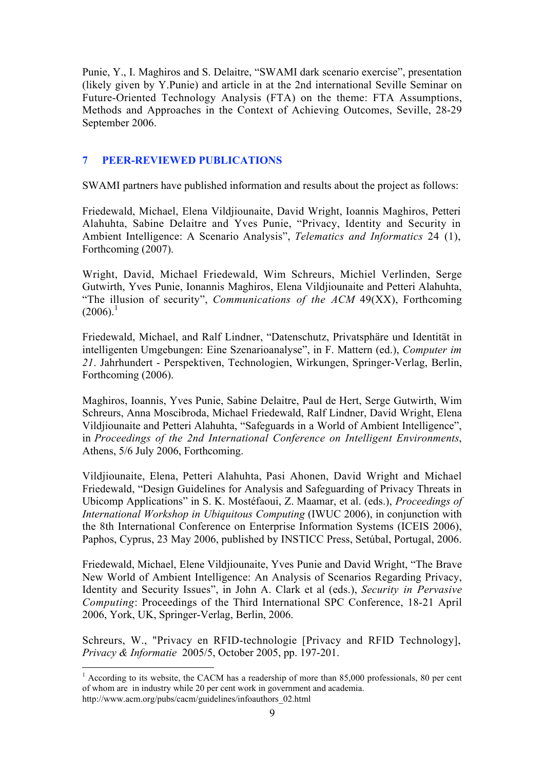Punie, Y., I. Maghiros and S. Delaitre, "SWAMI dark scenario exercise", presentation (likely given by Y.Punie) and article in at the 2nd international Seville Seminar on Future-Oriented Technology Analysis (FTA) on the theme: FTA Assumptions, Methods and Approaches in the Context of Achieving Outcomes, Seville, 28-29 September 2006.

## 7 PEER-REVIEWED PUBLICATIONS

SWAMI partners have published information and results about the project as follows:

Friedewald, Michael, Elena Vildjiounaite, David Wright, Ioannis Maghiros, Petteri Alahuhta, Sabine Delaitre and Yves Punie, "Privacy, Identity and Security in Ambient Intelligence: A Scenario Analysis", *Telematics and Informatics* 24 (1), Forthcoming (2007).

Wright, David, Michael Friedewald, Wim Schreurs, Michiel Verlinden, Serge Gutwirth, Yves Punie, Ionannis Maghiros, Elena Vildjiounaite and Petteri Alahuhta, "The illusion of security", *Communications of the ACM* 49(XX), Forthcoming (2006).[1]

Friedewald, Michael, and Ralf Lindner, "Datenschutz, Privatsphäre und Identität in intelligenten Umgebungen: Eine Szenarioanalyse", in F. Mattern (ed.), *Computer im 21*. Jahrhundert - Perspektiven, Technologien, Wirkungen, Springer-Verlag, Berlin, Forthcoming (2006).

Maghiros, Ioannis, Yves Punie, Sabine Delaitre, Paul de Hert, Serge Gutwirth, Wim Schreurs, Anna Moscibroda, Michael Friedewald, Ralf Lindner, David Wright, Elena Vildjiounaite and Petteri Alahuhta, "Safeguards in a World of Ambient Intelligence", in *Proceedings of the 2nd International Conference on Intelligent Environments*, Athens, 5/6 July 2006, Forthcoming.

Vildjiounaite, Elena, Petteri Alahuhta, Pasi Ahonen, David Wright and Michael Friedewald, "Design Guidelines for Analysis and Safeguarding of Privacy Threats in Ubicomp Applications" in S. K. Mostéfaoui, Z. Maamar, et al. (eds.), *Proceedings of International Workshop in Ubiquitous Computing* (IWUC 2006), in conjunction with the 8th International Conference on Enterprise Information Systems (ICEIS 2006), Paphos, Cyprus, 23 May 2006, published by INSTICC Press, Setúbal, Portugal, 2006.

Friedewald, Michael, Elene Vildjiounaite, Yves Punie and David Wright, "The Brave New World of Ambient Intelligence: An Analysis of Scenarios Regarding Privacy, Identity and Security Issues", in John A. Clark et al (eds.), *Security in Pervasive Computing*: Proceedings of the Third International SPC Conference, 18-21 April 2006, York, UK, Springer-Verlag, Berlin, 2006.

Schreurs, W., "Privacy en RFID-technologie [Privacy and RFID Technology], *Privacy & Informatie* 2005/5, October 2005, pp. 197-201.

---

[1] According to its website, the CACM has a readership of more than 85,000 professionals, 80 per cent of whom are in industry while 20 per cent work in government and academia. http://www.acm.org/pubs/cacm/guidelines/infoauthors_02.html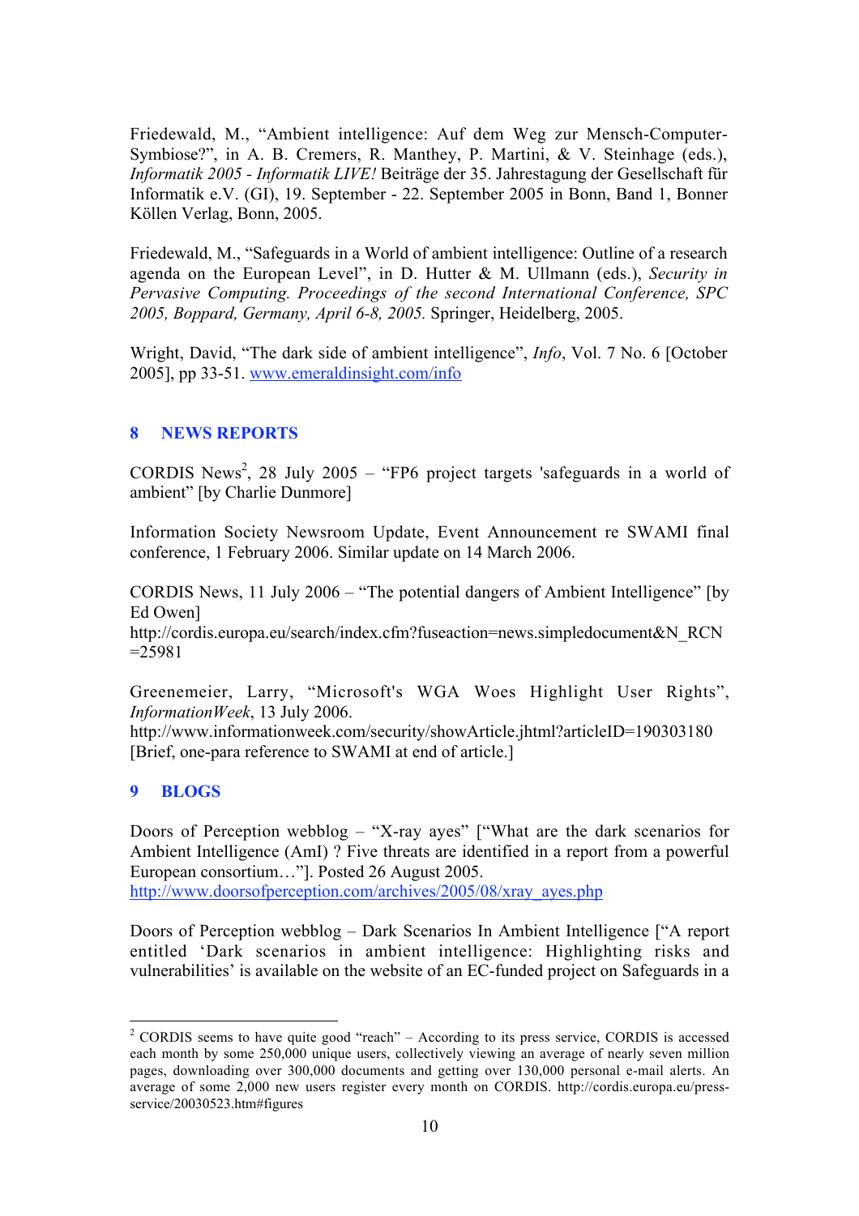Friedewald, M., “Ambient intelligence: Auf dem Weg zur Mensch-Computer-Symbiose?”, in A. B. Cremers, R. Manthey, P. Martini, & V. Steinhage (eds.), *Informatik 2005 - Informatik LIVE!* Beiträge der 35. Jahrestagung der Gesellschaft für Informatik e.V. (GI), 19. September - 22. September 2005 in Bonn, Band 1, Bonner Köllen Verlag, Bonn, 2005.

Friedewald, M., “Safeguards in a World of ambient intelligence: Outline of a research agenda on the European Level”, in D. Hutter & M. Ullmann (eds.), *Security in Pervasive Computing. Proceedings of the second International Conference, SPC 2005, Boppard, Germany, April 6-8, 2005.* Springer, Heidelberg, 2005.

Wright, David, “The dark side of ambient intelligence”, *Info*, Vol. 7 No. 6 [October 2005], pp 33-51. www.emeraldinsight.com/info

## 8 NEWS REPORTS

CORDIS News[2], 28 July 2005 – “FP6 project targets 'safeguards in a world of ambient” [by Charlie Dunmore]

Information Society Newsroom Update, Event Announcement re SWAMI final conference, 1 February 2006. Similar update on 14 March 2006.

CORDIS News, 11 July 2006 – “The potential dangers of Ambient Intelligence” [by Ed Owen]
http://cordis.europa.eu/search/index.cfm?fuseaction=news.simpledocument&N_RCN=25981

Greenemeier, Larry, “Microsoft's WGA Woes Highlight User Rights”, *InformationWeek*, 13 July 2006.
http://www.informationweek.com/security/showArticle.jhtml?articleID=190303180
[Brief, one-para reference to SWAMI at end of article.]

## 9 BLOGS

Doors of Perception webblog – “X-ray ayes” [“What are the dark scenarios for Ambient Intelligence (AmI) ? Five threats are identified in a report from a powerful European consortium…”]. Posted 26 August 2005.
http://www.doorsofperception.com/archives/2005/08/xray_ayes.php

Doors of Perception webblog – Dark Scenarios In Ambient Intelligence [“A report entitled ‘Dark scenarios in ambient intelligence: Highlighting risks and vulnerabilities’ is available on the website of an EC-funded project on Safeguards in a

---

[2] CORDIS seems to have quite good “reach” – According to its press service, CORDIS is accessed each month by some 250,000 unique users, collectively viewing an average of nearly seven million pages, downloading over 300,000 documents and getting over 130,000 personal e-mail alerts. An average of some 2,000 new users register every month on CORDIS. http://cordis.europa.eu/press-service/20030523.htm#figures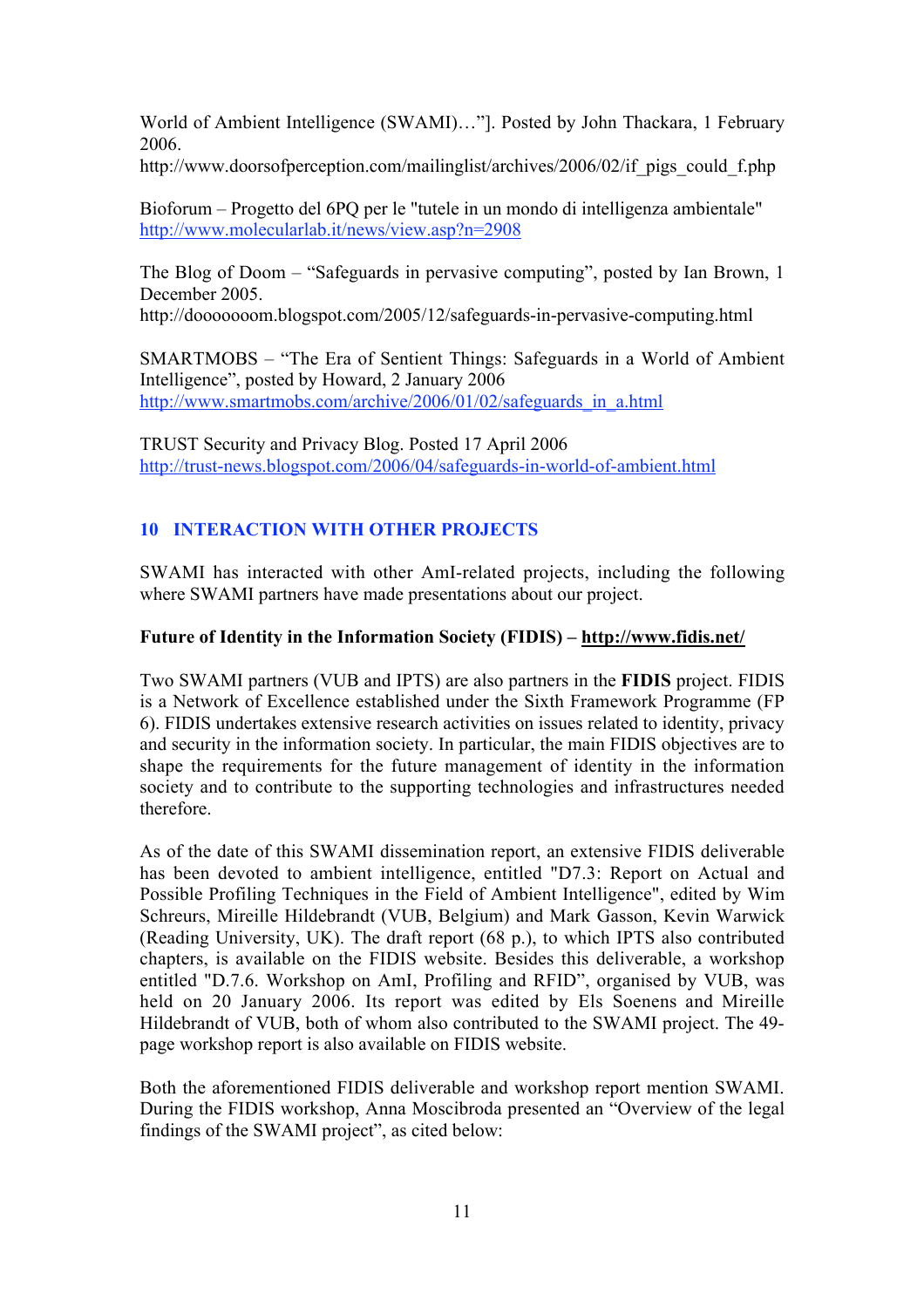World of Ambient Intelligence (SWAMI)…"]. Posted by John Thackara, 1 February 2006.
http://www.doorsofperception.com/mailinglist/archives/2006/02/if_pigs_could_f.php

Bioforum – Progetto del 6PQ per le "tutele in un mondo di intelligenza ambientale"
http://www.molecularlab.it/news/view.asp?n=2908

The Blog of Doom – "Safeguards in pervasive computing", posted by Ian Brown, 1 December 2005.
http://doooooom.blogspot.com/2005/12/safeguards-in-pervasive-computing.html

SMARTMOBS – "The Era of Sentient Things: Safeguards in a World of Ambient Intelligence", posted by Howard, 2 January 2006
http://www.smartmobs.com/archive/2006/01/02/safeguards_in_a.html

TRUST Security and Privacy Blog. Posted 17 April 2006
http://trust-news.blogspot.com/2006/04/safeguards-in-world-of-ambient.html

## 10 INTERACTION WITH OTHER PROJECTS

SWAMI has interacted with other AmI-related projects, including the following where SWAMI partners have made presentations about our project.

**Future of Identity in the Information Society (FIDIS) – http://www.fidis.net/**

Two SWAMI partners (VUB and IPTS) are also partners in the **FIDIS** project. FIDIS is a Network of Excellence established under the Sixth Framework Programme (FP 6). FIDIS undertakes extensive research activities on issues related to identity, privacy and security in the information society. In particular, the main FIDIS objectives are to shape the requirements for the future management of identity in the information society and to contribute to the supporting technologies and infrastructures needed therefore.

As of the date of this SWAMI dissemination report, an extensive FIDIS deliverable has been devoted to ambient intelligence, entitled "D7.3: Report on Actual and Possible Profiling Techniques in the Field of Ambient Intelligence", edited by Wim Schreurs, Mireille Hildebrandt (VUB, Belgium) and Mark Gasson, Kevin Warwick (Reading University, UK). The draft report (68 p.), to which IPTS also contributed chapters, is available on the FIDIS website. Besides this deliverable, a workshop entitled "D.7.6. Workshop on AmI, Profiling and RFID", organised by VUB, was held on 20 January 2006. Its report was edited by Els Soenens and Mireille Hildebrandt of VUB, both of whom also contributed to the SWAMI project. The 49-page workshop report is also available on FIDIS website.

Both the aforementioned FIDIS deliverable and workshop report mention SWAMI. During the FIDIS workshop, Anna Moscibroda presented an "Overview of the legal findings of the SWAMI project", as cited below: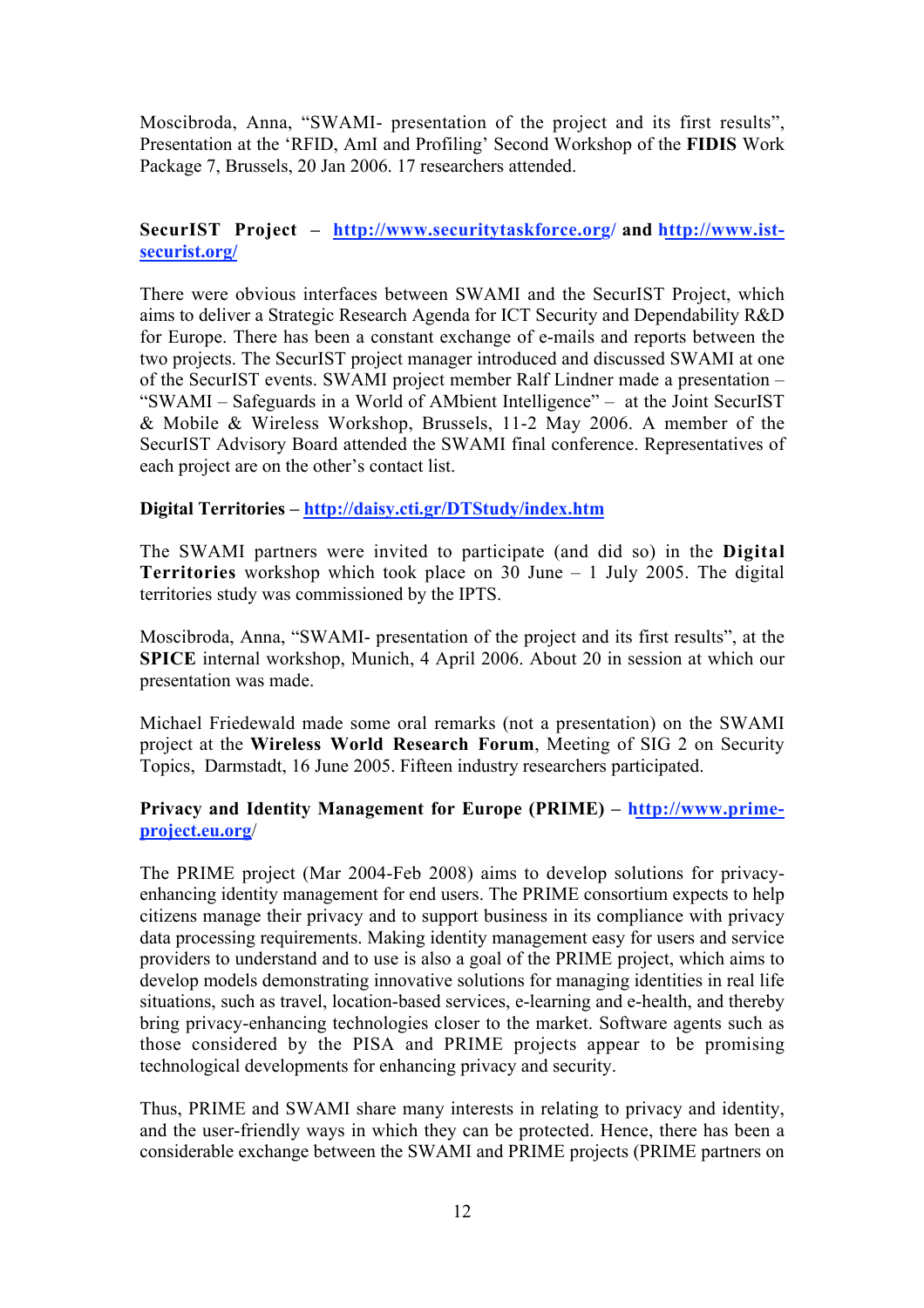Moscibroda, Anna, "SWAMI- presentation of the project and its first results", Presentation at the 'RFID, AmI and Profiling' Second Workshop of the **FIDIS** Work Package 7, Brussels, 20 Jan 2006. 17 researchers attended.

**SecurIST Project – http://www.securitytaskforce.org/ and http://www.ist-securist.org/**

There were obvious interfaces between SWAMI and the SecurIST Project, which aims to deliver a Strategic Research Agenda for ICT Security and Dependability R&D for Europe. There has been a constant exchange of e-mails and reports between the two projects. The SecurIST project manager introduced and discussed SWAMI at one of the SecurIST events. SWAMI project member Ralf Lindner made a presentation – "SWAMI – Safeguards in a World of AMbient Intelligence" – at the Joint SecurIST & Mobile & Wireless Workshop, Brussels, 11-2 May 2006. A member of the SecurIST Advisory Board attended the SWAMI final conference. Representatives of each project are on the other's contact list.

**Digital Territories – http://daisy.cti.gr/DTStudy/index.htm**

The SWAMI partners were invited to participate (and did so) in the **Digital Territories** workshop which took place on 30 June – 1 July 2005. The digital territories study was commissioned by the IPTS.

Moscibroda, Anna, "SWAMI- presentation of the project and its first results", at the **SPICE** internal workshop, Munich, 4 April 2006. About 20 in session at which our presentation was made.

Michael Friedewald made some oral remarks (not a presentation) on the SWAMI project at the **Wireless World Research Forum**, Meeting of SIG 2 on Security Topics, Darmstadt, 16 June 2005. Fifteen industry researchers participated.

**Privacy and Identity Management for Europe (PRIME) – http://www.prime-project.eu.org/**

The PRIME project (Mar 2004-Feb 2008) aims to develop solutions for privacy-enhancing identity management for end users. The PRIME consortium expects to help citizens manage their privacy and to support business in its compliance with privacy data processing requirements. Making identity management easy for users and service providers to understand and to use is also a goal of the PRIME project, which aims to develop models demonstrating innovative solutions for managing identities in real life situations, such as travel, location-based services, e-learning and e-health, and thereby bring privacy-enhancing technologies closer to the market. Software agents such as those considered by the PISA and PRIME projects appear to be promising technological developments for enhancing privacy and security.

Thus, PRIME and SWAMI share many interests in relating to privacy and identity, and the user-friendly ways in which they can be protected. Hence, there has been a considerable exchange between the SWAMI and PRIME projects (PRIME partners on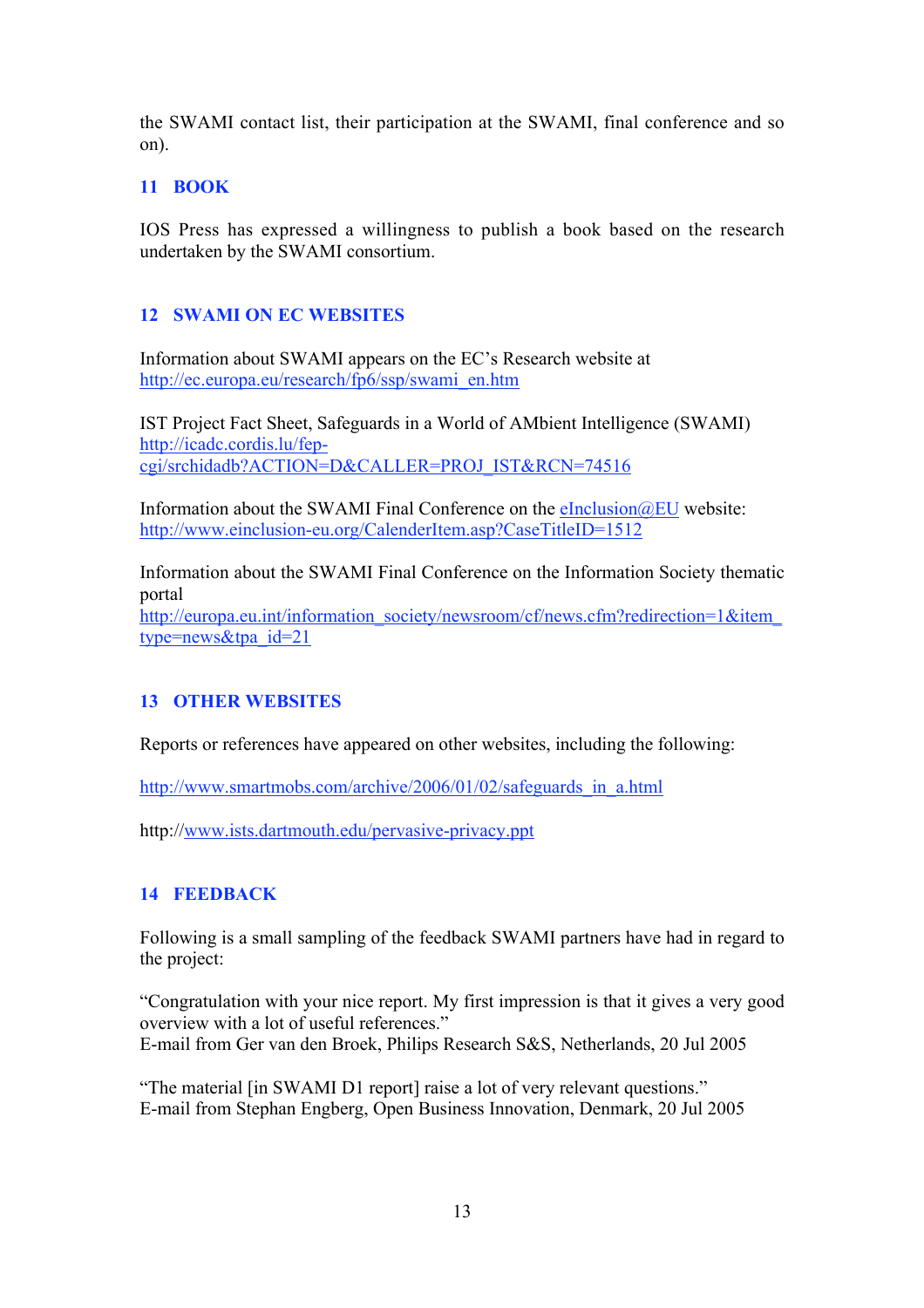the SWAMI contact list, their participation at the SWAMI, final conference and so on).

## 11 BOOK

IOS Press has expressed a willingness to publish a book based on the research undertaken by the SWAMI consortium.

## 12 SWAMI ON EC WEBSITES

Information about SWAMI appears on the EC's Research website at
http://ec.europa.eu/research/fp6/ssp/swami_en.htm

IST Project Fact Sheet, Safeguards in a World of AMbient Intelligence (SWAMI)
http://icadc.cordis.lu/fep-cgi/srchidadb?ACTION=D&CALLER=PROJ_IST&RCN=74516

Information about the SWAMI Final Conference on the eInclusion@EU website:
http://www.einclusion-eu.org/CalenderItem.asp?CaseTitleID=1512

Information about the SWAMI Final Conference on the Information Society thematic portal
http://europa.eu.int/information_society/newsroom/cf/news.cfm?redirection=1&item_type=news&tpa_id=21

## 13 OTHER WEBSITES

Reports or references have appeared on other websites, including the following:

http://www.smartmobs.com/archive/2006/01/02/safeguards_in_a.html

http://www.ists.dartmouth.edu/pervasive-privacy.ppt

## 14 FEEDBACK

Following is a small sampling of the feedback SWAMI partners have had in regard to the project:

"Congratulation with your nice report. My first impression is that it gives a very good overview with a lot of useful references."
E-mail from Ger van den Broek, Philips Research S&S, Netherlands, 20 Jul 2005

"The material [in SWAMI D1 report] raise a lot of very relevant questions."
E-mail from Stephan Engberg, Open Business Innovation, Denmark, 20 Jul 2005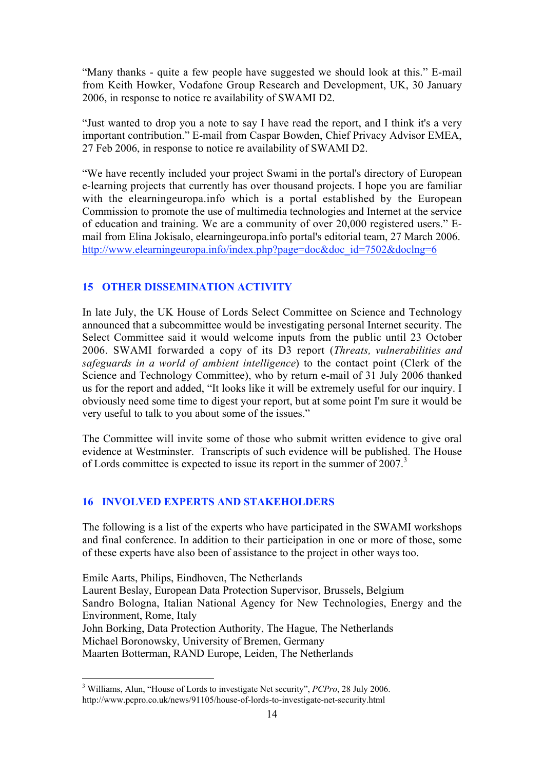"Many thanks - quite a few people have suggested we should look at this." E-mail from Keith Howker, Vodafone Group Research and Development, UK, 30 January 2006, in response to notice re availability of SWAMI D2.

"Just wanted to drop you a note to say I have read the report, and I think it's a very important contribution." E-mail from Caspar Bowden, Chief Privacy Advisor EMEA, 27 Feb 2006, in response to notice re availability of SWAMI D2.

"We have recently included your project Swami in the portal's directory of European e-learning projects that currently has over thousand projects. I hope you are familiar with the elearningeuropa.info which is a portal established by the European Commission to promote the use of multimedia technologies and Internet at the service of education and training. We are a community of over 20,000 registered users." E-mail from Elina Jokisalo, elearningeuropa.info portal's editorial team, 27 March 2006. http://www.elearningeuropa.info/index.php?page=doc&doc_id=7502&doclng=6

## 15 OTHER DISSEMINATION ACTIVITY

In late July, the UK House of Lords Select Committee on Science and Technology announced that a subcommittee would be investigating personal Internet security. The Select Committee said it would welcome inputs from the public until 23 October 2006. SWAMI forwarded a copy of its D3 report (*Threats, vulnerabilities and safeguards in a world of ambient intelligence*) to the contact point (Clerk of the Science and Technology Committee), who by return e-mail of 31 July 2006 thanked us for the report and added, "It looks like it will be extremely useful for our inquiry. I obviously need some time to digest your report, but at some point I'm sure it would be very useful to talk to you about some of the issues."

The Committee will invite some of those who submit written evidence to give oral evidence at Westminster. Transcripts of such evidence will be published. The House of Lords committee is expected to issue its report in the summer of 2007.[3]

## 16 INVOLVED EXPERTS AND STAKEHOLDERS

The following is a list of the experts who have participated in the SWAMI workshops and final conference. In addition to their participation in one or more of those, some of these experts have also been of assistance to the project in other ways too.

Emile Aarts, Philips, Eindhoven, The Netherlands  
Laurent Beslay, European Data Protection Supervisor, Brussels, Belgium  
Sandro Bologna, Italian National Agency for New Technologies, Energy and the Environment, Rome, Italy  
John Borking, Data Protection Authority, The Hague, The Netherlands  
Michael Boronowsky, University of Bremen, Germany  
Maarten Botterman, RAND Europe, Leiden, The Netherlands

[3] Williams, Alun, "House of Lords to investigate Net security", *PCPro*, 28 July 2006. http://www.pcpro.co.uk/news/91105/house-of-lords-to-investigate-net-security.html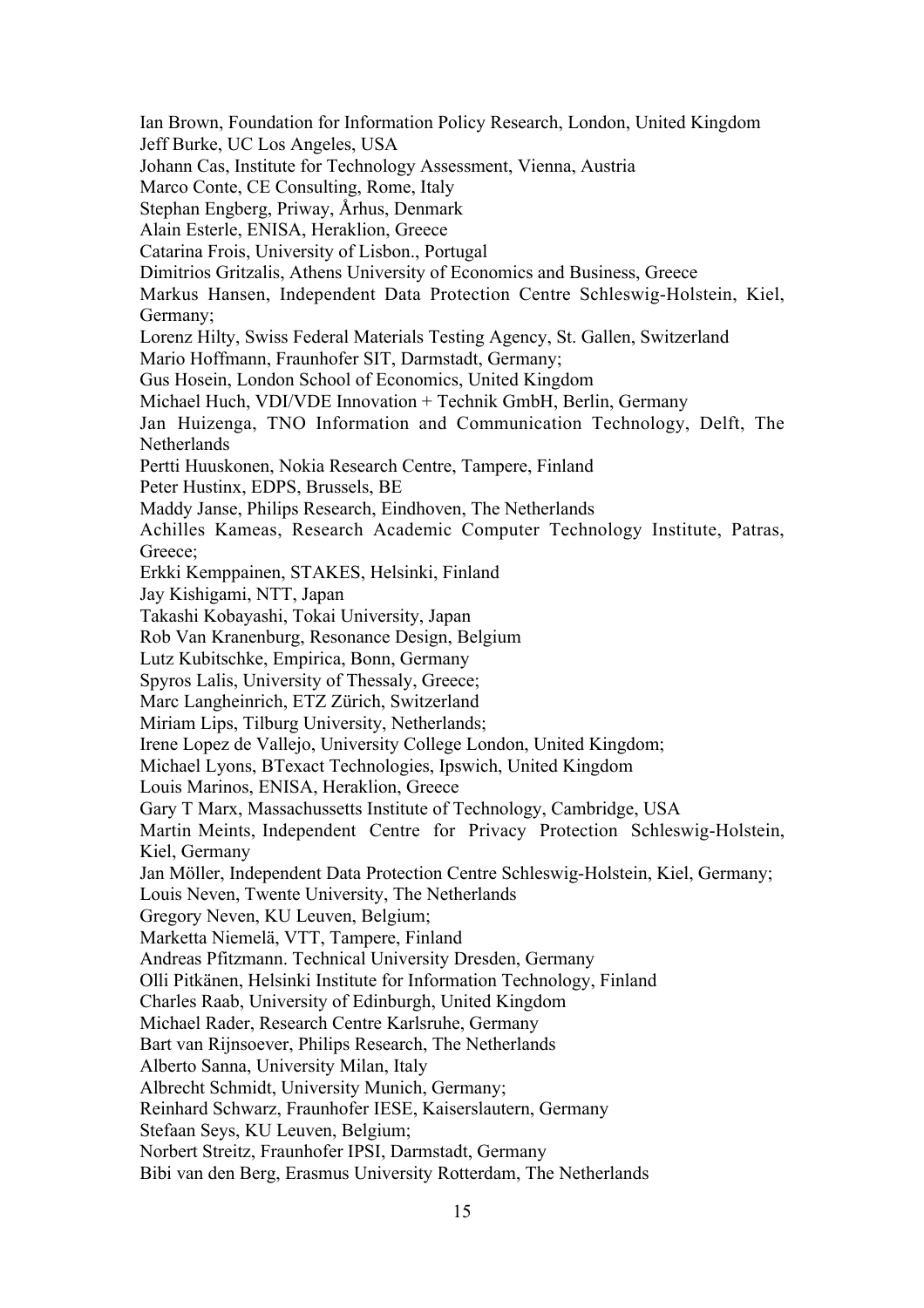Ian Brown, Foundation for Information Policy Research, London, United Kingdom
Jeff Burke, UC Los Angeles, USA
Johann Cas, Institute for Technology Assessment, Vienna, Austria
Marco Conte, CE Consulting, Rome, Italy
Stephan Engberg, Priway, Århus, Denmark
Alain Esterle, ENISA, Heraklion, Greece
Catarina Frois, University of Lisbon., Portugal
Dimitrios Gritzalis, Athens University of Economics and Business, Greece
Markus Hansen, Independent Data Protection Centre Schleswig-Holstein, Kiel, Germany;
Lorenz Hilty, Swiss Federal Materials Testing Agency, St. Gallen, Switzerland
Mario Hoffmann, Fraunhofer SIT, Darmstadt, Germany;
Gus Hosein, London School of Economics, United Kingdom
Michael Huch, VDI/VDE Innovation + Technik GmbH, Berlin, Germany
Jan Huizenga, TNO Information and Communication Technology, Delft, The Netherlands
Pertti Huuskonen, Nokia Research Centre, Tampere, Finland
Peter Hustinx, EDPS, Brussels, BE
Maddy Janse, Philips Research, Eindhoven, The Netherlands
Achilles Kameas, Research Academic Computer Technology Institute, Patras, Greece;
Erkki Kemppainen, STAKES, Helsinki, Finland
Jay Kishigami, NTT, Japan
Takashi Kobayashi, Tokai University, Japan
Rob Van Kranenburg, Resonance Design, Belgium
Lutz Kubitschke, Empirica, Bonn, Germany
Spyros Lalis, University of Thessaly, Greece;
Marc Langheinrich, ETZ Zürich, Switzerland
Miriam Lips, Tilburg University, Netherlands;
Irene Lopez de Vallejo, University College London, United Kingdom;
Michael Lyons, BTexact Technologies, Ipswich, United Kingdom
Louis Marinos, ENISA, Heraklion, Greece
Gary T Marx, Massachussetts Institute of Technology, Cambridge, USA
Martin Meints, Independent Centre for Privacy Protection Schleswig-Holstein, Kiel, Germany
Jan Möller, Independent Data Protection Centre Schleswig-Holstein, Kiel, Germany;
Louis Neven, Twente University, The Netherlands
Gregory Neven, KU Leuven, Belgium;
Marketta Niemelä, VTT, Tampere, Finland
Andreas Pfitzmann. Technical University Dresden, Germany
Olli Pitkänen, Helsinki Institute for Information Technology, Finland
Charles Raab, University of Edinburgh, United Kingdom
Michael Rader, Research Centre Karlsruhe, Germany
Bart van Rijnsoever, Philips Research, The Netherlands
Alberto Sanna, University Milan, Italy
Albrecht Schmidt, University Munich, Germany;
Reinhard Schwarz, Fraunhofer IESE, Kaiserslautern, Germany
Stefaan Seys, KU Leuven, Belgium;
Norbert Streitz, Fraunhofer IPSI, Darmstadt, Germany
Bibi van den Berg, Erasmus University Rotterdam, The Netherlands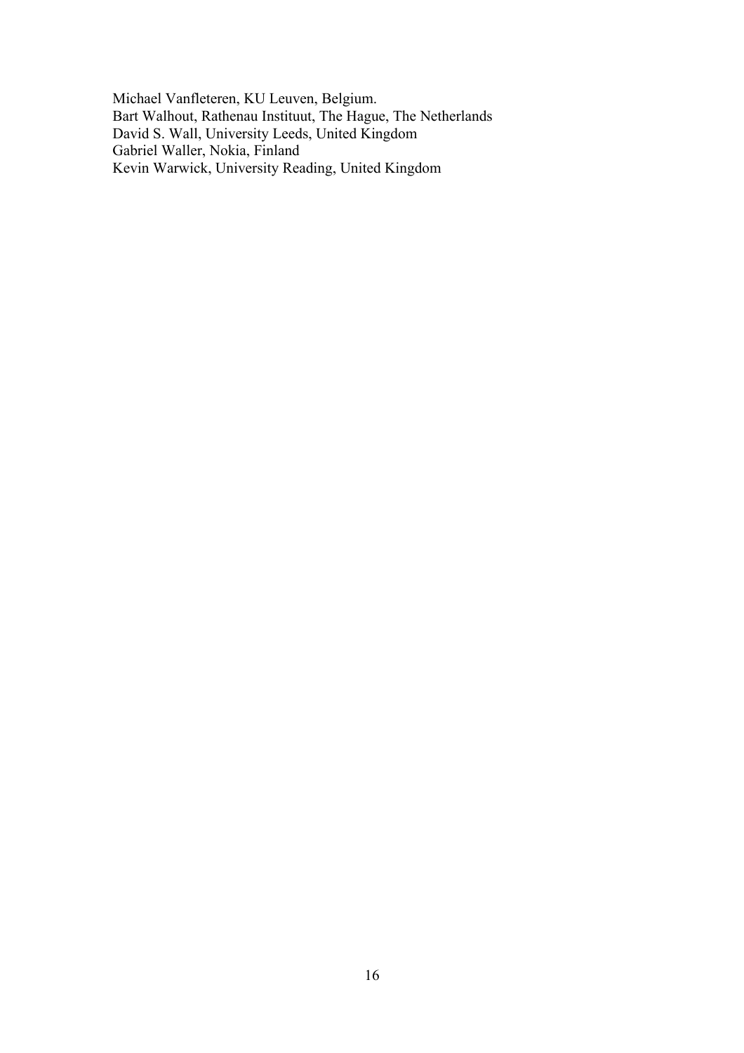Michael Vanfleteren, KU Leuven, Belgium.
Bart Walhout, Rathenau Instituut, The Hague, The Netherlands
David S. Wall, University Leeds, United Kingdom
Gabriel Waller, Nokia, Finland
Kevin Warwick, University Reading, United Kingdom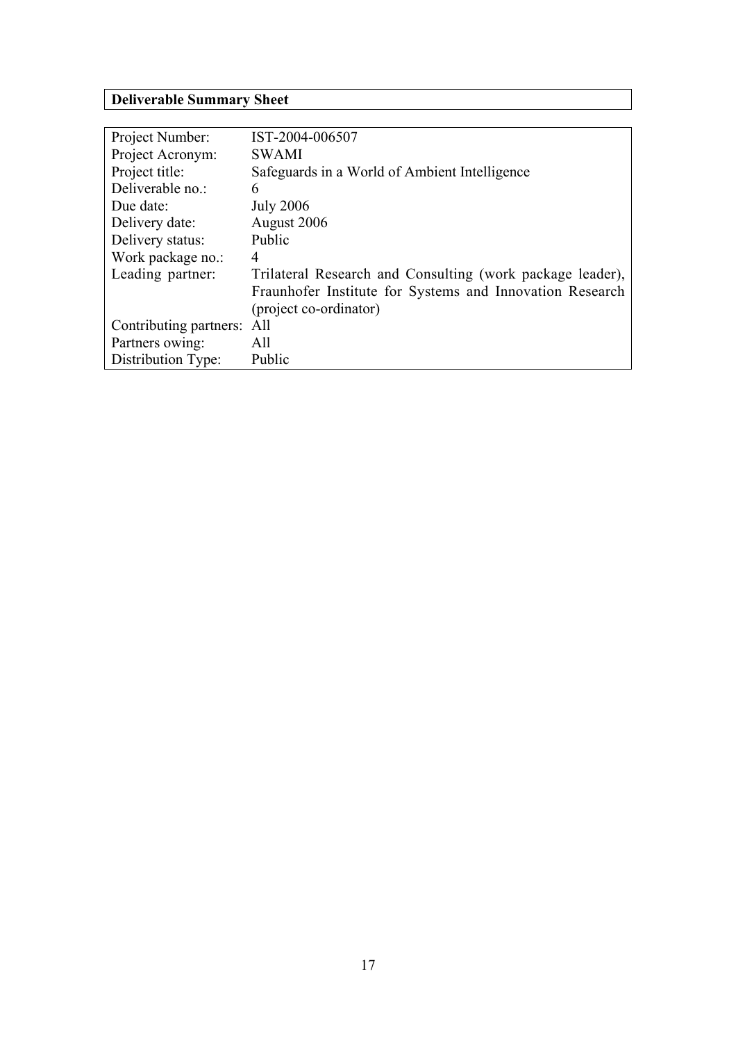**Deliverable Summary Sheet**

| | |
|---|---|
| Project Number: | IST-2004-006507 |
| Project Acronym: | SWAMI |
| Project title: | Safeguards in a World of Ambient Intelligence |
| Deliverable no.: | 6 |
| Due date: | July 2006 |
| Delivery date: | August 2006 |
| Delivery status: | Public |
| Work package no.: | 4 |
| Leading partner: | Trilateral Research and Consulting (work package leader), Fraunhofer Institute for Systems and Innovation Research (project co-ordinator) |
| Contributing partners: | All |
| Partners owing: | All |
| Distribution Type: | Public |